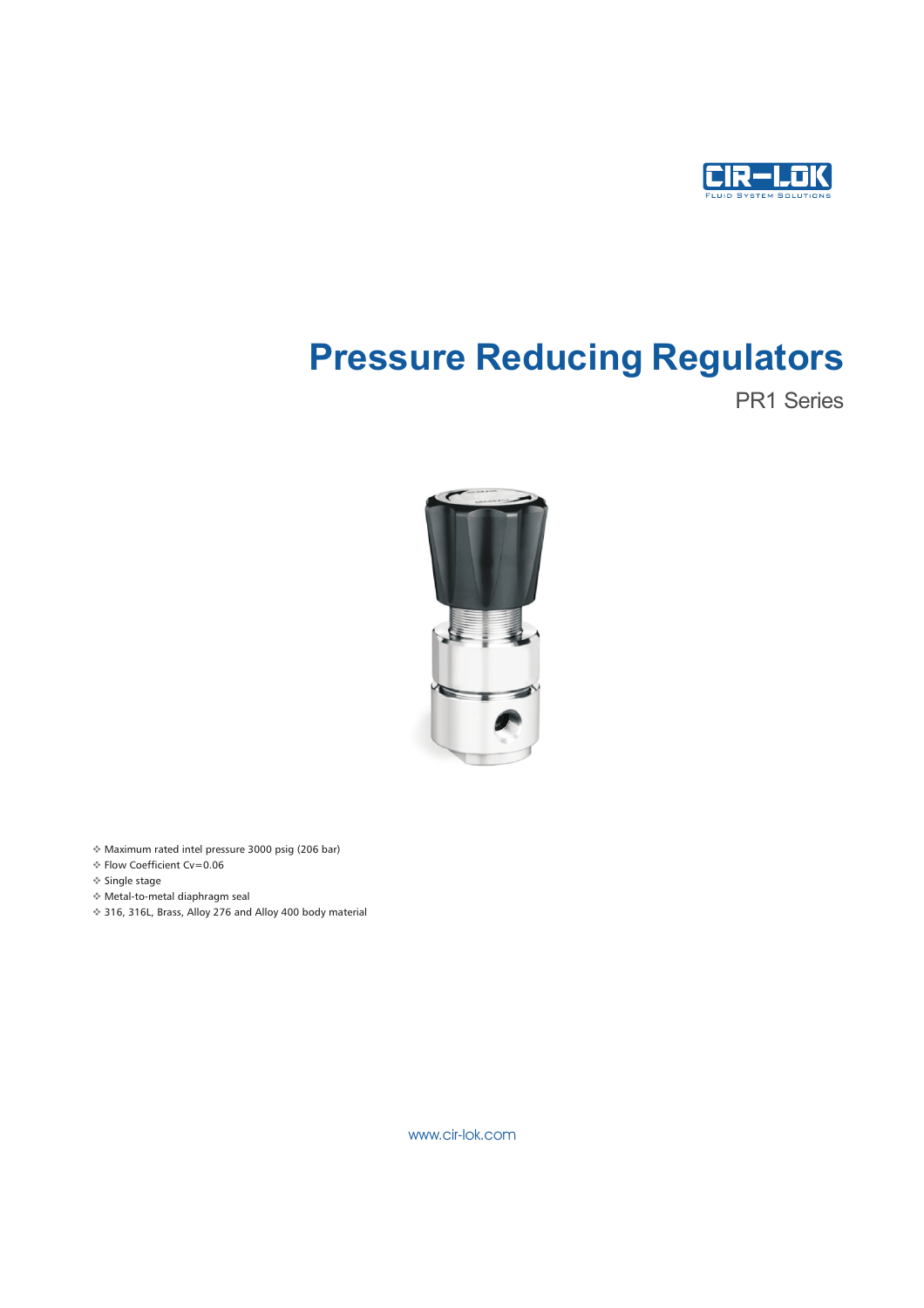# Pressure Reducing Regulators

PR1 Series

- Maximum rated intel pressure 3000 psig (206 bar)
- Flow Coefficient Cv=0.06
- Single stage
- Metal-to-metal diaphragm seal
- 316, 316L, Brass, Alloy 276 and Alloy 400 body material

www.cir-lok.com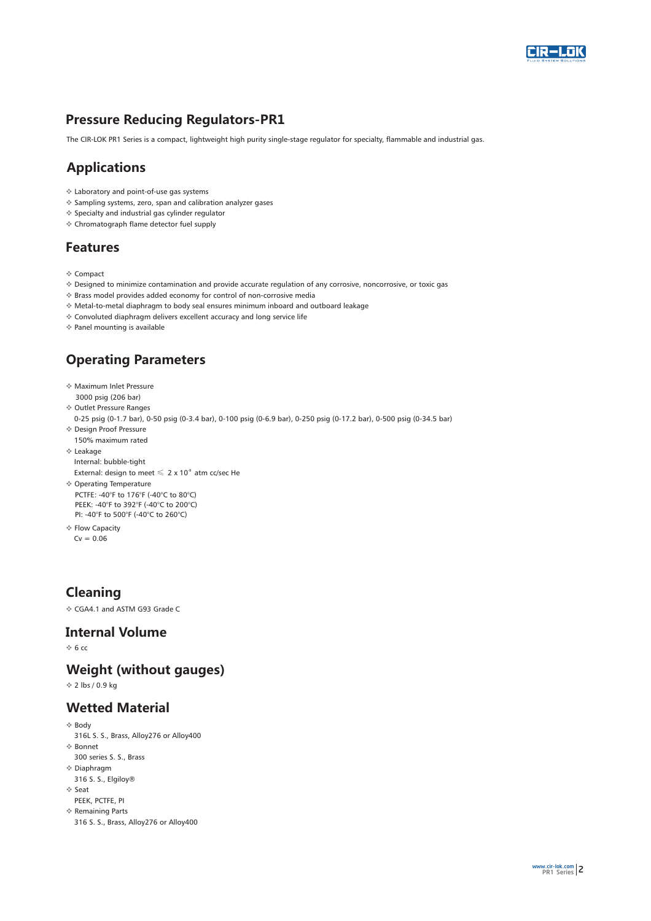# Pressure Reducing Regulators-PR1

The CIR-LOK PR1 Series is a compact, lightweight high purity single-stage regulator for specialty, flammable and industrial gas.

## Applications

- Laboratory and point-of-use gas systems
- Sampling systems, zero, span and calibration analyzer gases
- Specialty and industrial gas cylinder regulator
- Chromatograph flame detector fuel supply

## Features

- Compact
- Designed to minimize contamination and provide accurate regulation of any corrosive, noncorrosive, or toxic gas
- Brass model provides added economy for control of non-corrosive media
- Metal-to-metal diaphragm to body seal ensures minimum inboard and outboard leakage
- Convoluted diaphragm delivers excellent accuracy and long service life
- Panel mounting is available

## Operating Parameters

- Maximum Inlet Pressure
  3000 psig (206 bar)
- Outlet Pressure Ranges
  0-25 psig (0-1.7 bar), 0-50 psig (0-3.4 bar), 0-100 psig (0-6.9 bar), 0-250 psig (0-17.2 bar), 0-500 psig (0-34.5 bar)
- Design Proof Pressure
  150% maximum rated
- Leakage
  Internal: bubble-tight
  External: design to meet $\leqslant$ $2 \times 10^{-8}$ atm cc/sec He
- Operating Temperature
  PCTFE: -40°F to 176°F (-40°C to 80°C)
  PEEK: -40°F to 392°F (-40°C to 200°C)
  PI: -40°F to 500°F (-40°C to 260°C)
- Flow Capacity
  Cv = 0.06

## Cleaning

- CGA4.1 and ASTM G93 Grade C

## Internal Volume

- 6 cc

## Weight (without gauges)

- 2 lbs / 0.9 kg

## Wetted Material

- Body
  316L S. S., Brass, Alloy276 or Alloy400
- Bonnet
  300 series S. S., Brass
- Diaphragm
  316 S. S., Elgiloy®
- Seat
  PEEK, PCTFE, PI
- Remaining Parts
  316 S. S., Brass, Alloy276 or Alloy400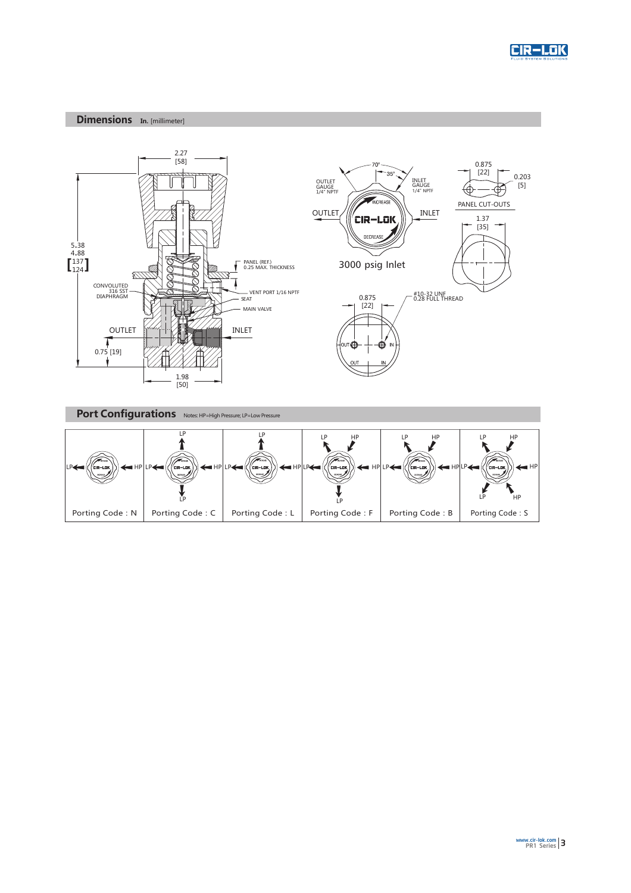## Dimensions In. [millimeter]

2.27 [58]

5.38 4.88 [137 124]

PANEL (REF.) 0.25 MAX. THICKNESS

CONVOLUTED 316 SST DIAPHRAGM

VENT PORT 1/16 NPTF

SEAT

MAIN VALVE

OUTLET

INLET

0.75 [19]

1.98 [50]

70°

35°

OUTLET GAUGE 1/4" NPTF

INLET GAUGE 1/4" NPTF

INCREASE

OUTLET

INLET

DECREASE

3000 psig Inlet

0.875 [22]

0.203 [5]

PANEL CUT-OUTS

1.37 [35]

0.875 [22]

#10-32 UNF 0.28 FULL THREAD

OUT IN

OUT IN

## Port Configurations Notes: HP=High Pressure; LP=Low Pressure

| Porting Code : N | Porting Code : C | Porting Code : L | Porting Code : F | Porting Code : B | Porting Code : S |
|---|---|---|---|---|---|
| LP, HP | LP, HP, LP, LP | LP, LP, HP | LP, HP, LP, HP, LP | LP, HP, LP, HP | LP, HP, LP, HP, LP, HP |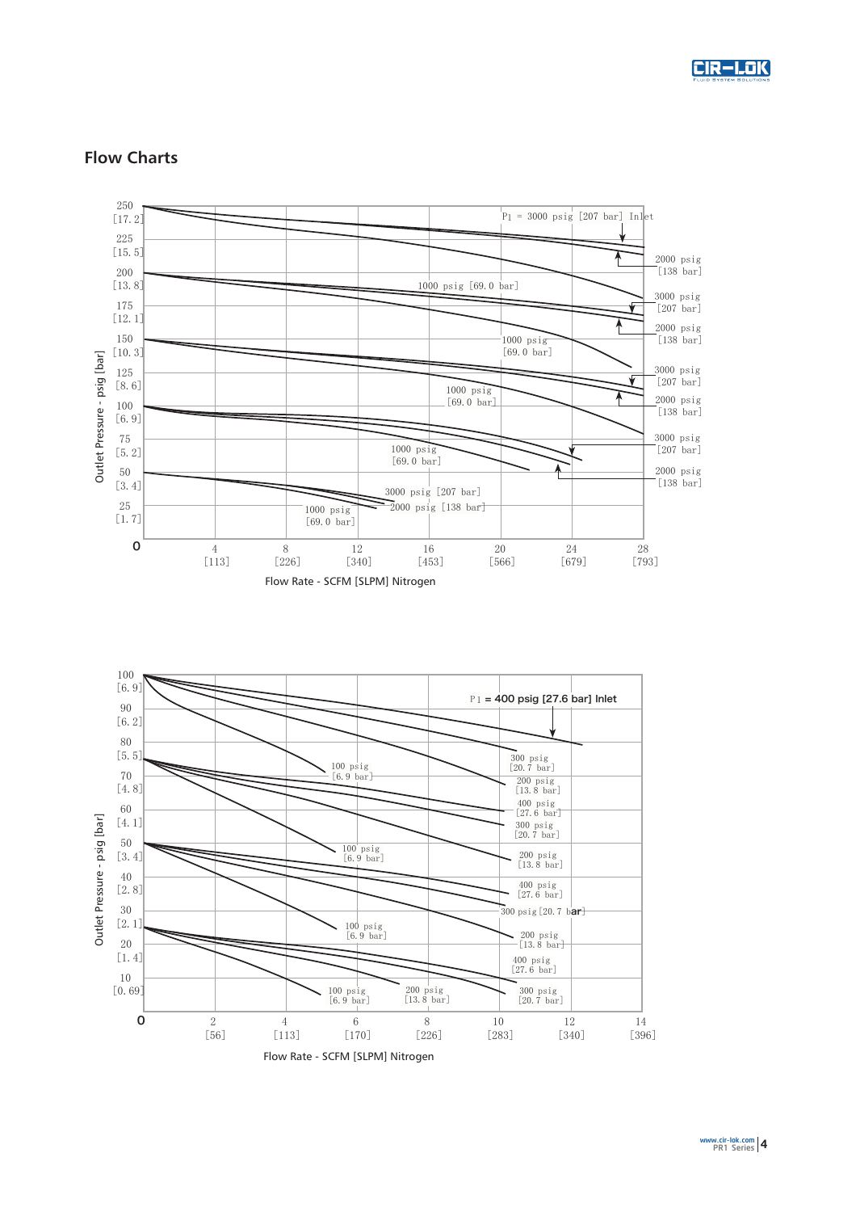## Flow Charts

Outlet Pressure - psig [bar]

250 [17.2]
225 [15.5]
200 [13.8]
175 [12.1]
150 [10.3]
125 [8.6]
100 [6.9]
75 [5.2]
50 [3.4]
25 [1.7]
0

P1 = 3000 psig [207 bar] Inlet

2000 psig [138 bar]

1000 psig [69.0 bar]

3000 psig [207 bar]

2000 psig [138 bar]

1000 psig [69.0 bar]

3000 psig [207 bar]

1000 psig [69.0 bar]

2000 psig [138 bar]

3000 psig [207 bar]

1000 psig [69.0 bar]

2000 psig [138 bar]

3000 psig [207 bar]

1000 psig [69.0 bar]

2000 psig [138 bar]

4 [113]
8 [226]
12 [340]
16 [453]
20 [566]
24 [679]
28 [793]

Flow Rate - SCFM [SLPM] Nitrogen

Outlet Pressure - psig [bar]

100 [6.9]
90 [6.2]
80 [5.5]
70 [4.8]
60 [4.1]
50 [3.4]
40 [2.8]
30 [2.1]
20 [1.4]
10 [0.69]
0

P1 = 400 psig [27.6 bar] Inlet

100 psig [6.9 bar]

300 psig [20.7 bar]

200 psig [13.8 bar]

400 psig [27.6 bar]

300 psig [20.7 bar]

100 psig [6.9 bar]

200 psig [13.8 bar]

400 psig [27.6 bar]

300 psig [20.7 bar]

100 psig [6.9 bar]

200 psig [13.8 bar]

400 psig [27.6 bar]

100 psig [6.9 bar]

200 psig [13.8 bar]

300 psig [20.7 bar]

2 [56]
4 [113]
6 [170]
8 [226]
10 [283]
12 [340]
14 [396]

Flow Rate - SCFM [SLPM] Nitrogen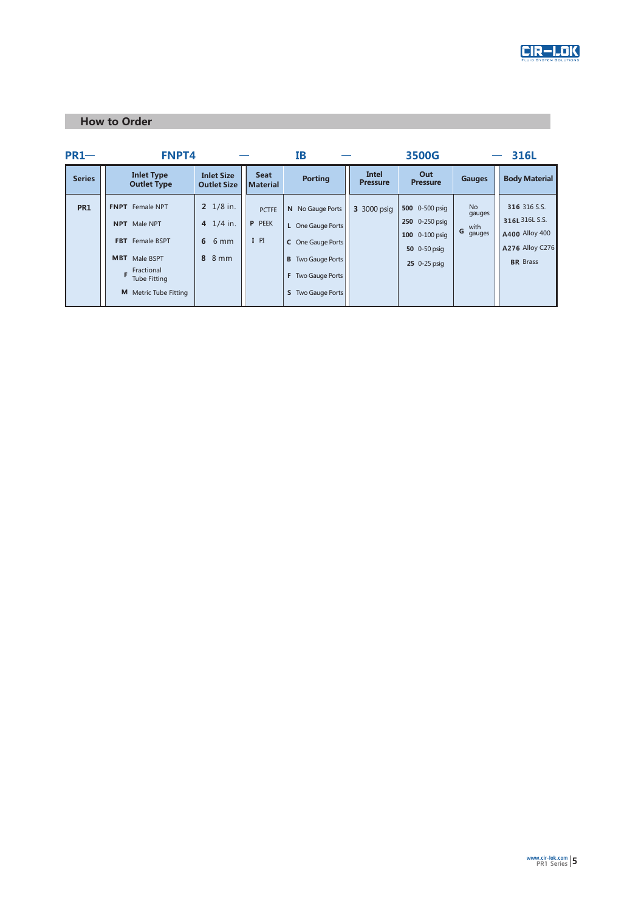## How to Order

PR1— FNPT4 — IB — 3500G — 316L

| Series | Inlet Type Outlet Type | Inlet Size Outlet Size | Seat Material | Porting | Intel Pressure | Out Pressure | Gauges | Body Material |
|---|---|---|---|---|---|---|---|---|
| PR1 | **FNPT** Female NPT | **2** 1/8 in. | PCTFE | **N** No Gauge Ports | **3** 3000 psig | **500** 0-500 psig | No gauges | **316** 316 S.S. |
| | **NPT** Male NPT | **4** 1/4 in. | **P** PEEK | **L** One Gauge Ports | | **250** 0-250 psig | **G** with gauges | **316L** 316L S.S. |
| | **FBT** Female BSPT | **6** 6 mm | **I** PI | **C** One Gauge Ports | | **100** 0-100 psig | | **A400** Alloy 400 |
| | **MBT** Male BSPT | **8** 8 mm | | **B** Two Gauge Ports | | **50** 0-50 psig | | **A276** Alloy C276 |
| | **F** Fractional Tube Fitting | | | **F** Two Gauge Ports | | **25** 0-25 psig | | **BR** Brass |
| | **M** Metric Tube Fitting | | | **S** Two Gauge Ports | | | | |